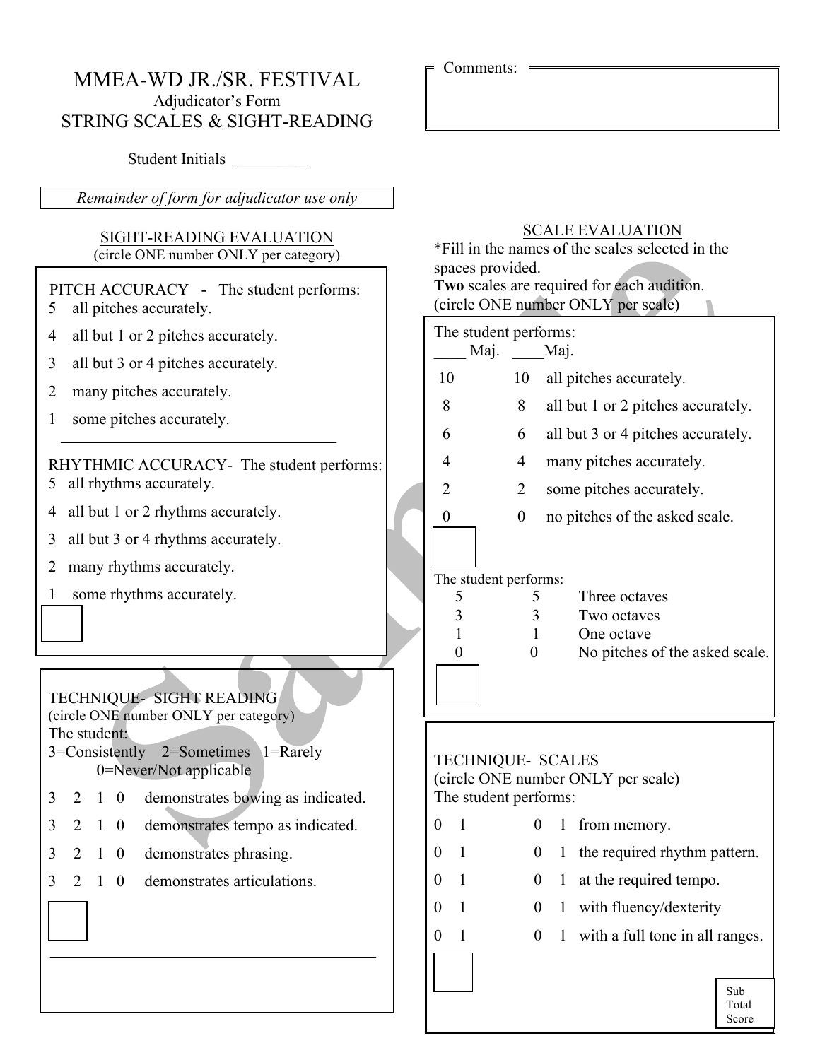# MMEA-WD JR./SR. FESTIVAL

Adjudicator's Form

## STRING SCALES & SIGHT-READING

Student Initials _________

*Remainder of form for adjudicator use only*

Comments:

## SIGHT-READING EVALUATION

(circle ONE number ONLY per category)

PITCH ACCURACY - The student performs:

5 all pitches accurately.

4 all but 1 or 2 pitches accurately.

3 all but 3 or 4 pitches accurately.

2 many pitches accurately.

1 some pitches accurately.

RHYTHMIC ACCURACY- The student performs:

5 all rhythms accurately.

4 all but 1 or 2 rhythms accurately.

3 all but 3 or 4 rhythms accurately.

2 many rhythms accurately.

1 some rhythms accurately.

TECHNIQUE- SIGHT READING

(circle ONE number ONLY per category)

The student:

3=Consistently 2=Sometimes 1=Rarely 0=Never/Not applicable

3 2 1 0 demonstrates bowing as indicated.

3 2 1 0 demonstrates tempo as indicated.

3 2 1 0 demonstrates phrasing.

3 2 1 0 demonstrates articulations.

## SCALE EVALUATION

*Fill in the names of the scales selected in the spaces provided.

**Two** scales are required for each audition.

(circle ONE number ONLY per scale)

The student performs:

| ____ Maj. | ____ Maj. | |
|---|---|---|
| 10 | 10 | all pitches accurately. |
| 8 | 8 | all but 1 or 2 pitches accurately. |
| 6 | 6 | all but 3 or 4 pitches accurately. |
| 4 | 4 | many pitches accurately. |
| 2 | 2 | some pitches accurately. |
| 0 | 0 | no pitches of the asked scale. |

The student performs:

| | | |
|---|---|---|
| 5 | 5 | Three octaves |
| 3 | 3 | Two octaves |
| 1 | 1 | One octave |
| 0 | 0 | No pitches of the asked scale. |

TECHNIQUE- SCALES

(circle ONE number ONLY per scale)

The student performs:

| | | |
|---|---|---|
| 0 1 | 0 1 | from memory. |
| 0 1 | 0 1 | the required rhythm pattern. |
| 0 1 | 0 1 | at the required tempo. |
| 0 1 | 0 1 | with fluency/dexterity |
| 0 1 | 0 1 | with a full tone in all ranges. |

Sub Total Score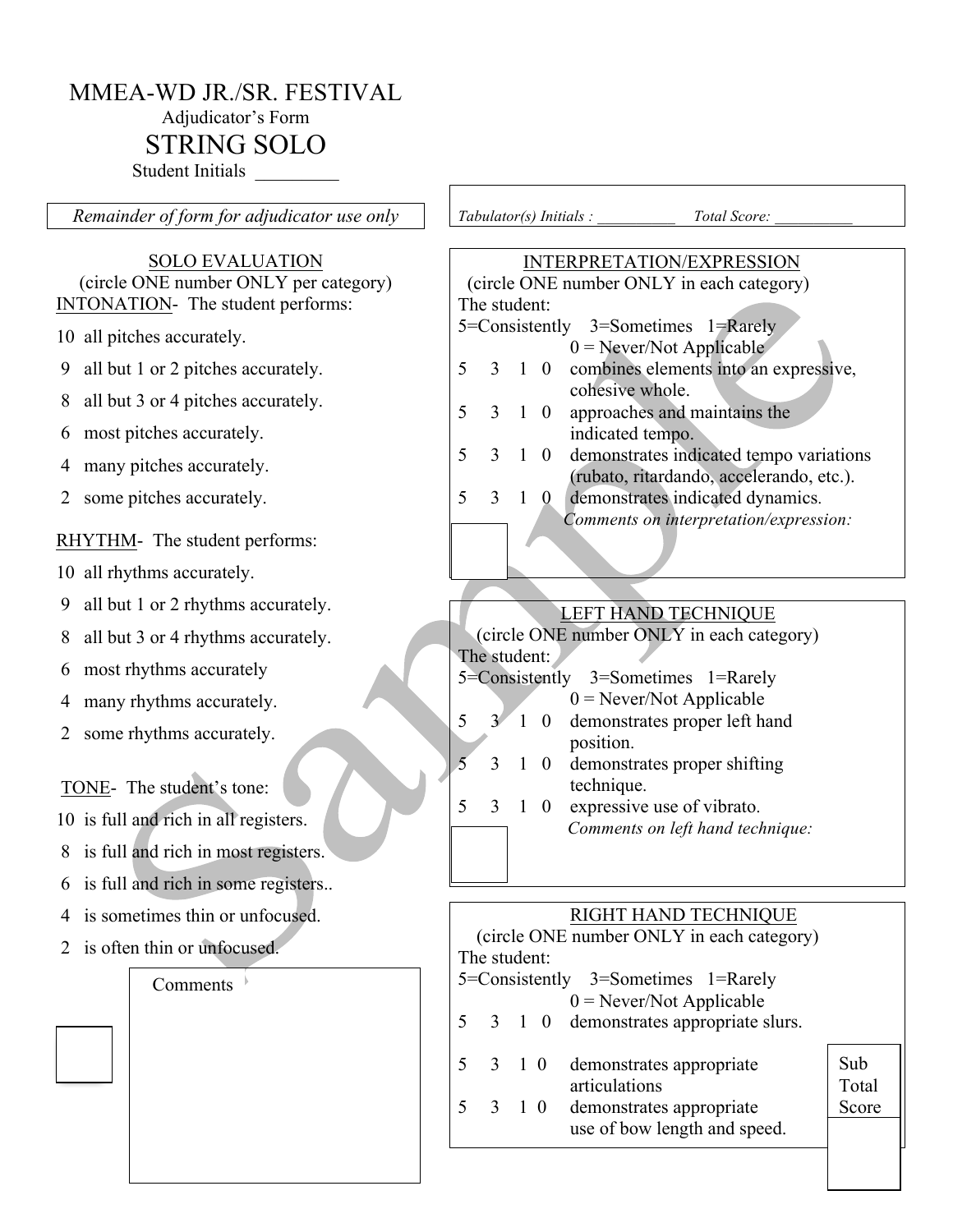# MMEA-WD JR./SR. FESTIVAL

Adjudicator's Form

## STRING SOLO

Student Initials _________

*Remainder of form for adjudicator use only*

*Tabulator(s) Initials : __________ Total Score: __________*

### SOLO EVALUATION

(circle ONE number ONLY per category)

INTONATION- The student performs:

10 all pitches accurately.
9 all but 1 or 2 pitches accurately.
8 all but 3 or 4 pitches accurately.
6 most pitches accurately.
4 many pitches accurately.
2 some pitches accurately.

RHYTHM- The student performs:

10 all rhythms accurately.
9 all but 1 or 2 rhythms accurately.
8 all but 3 or 4 rhythms accurately.
6 most rhythms accurately
4 many rhythms accurately.
2 some rhythms accurately.

TONE- The student's tone:

10 is full and rich in all registers.
8 is full and rich in most registers.
6 is full and rich in some registers..
4 is sometimes thin or unfocused.
2 is often thin or unfocused.

Comments

### INTERPRETATION/EXPRESSION

(circle ONE number ONLY in each category)

The student:

5=Consistently 3=Sometimes 1=Rarely
0 = Never/Not Applicable

5 3 1 0 combines elements into an expressive, cohesive whole.
5 3 1 0 approaches and maintains the indicated tempo.
5 3 1 0 demonstrates indicated tempo variations (rubato, ritardando, accelerando, etc.).
5 3 1 0 demonstrates indicated dynamics.

*Comments on interpretation/expression:*

### LEFT HAND TECHNIQUE

(circle ONE number ONLY in each category)

The student:

5=Consistently 3=Sometimes 1=Rarely
0 = Never/Not Applicable

5 3 1 0 demonstrates proper left hand position.
5 3 1 0 demonstrates proper shifting technique.
5 3 1 0 expressive use of vibrato.

*Comments on left hand technique:*

### RIGHT HAND TECHNIQUE

(circle ONE number ONLY in each category)

The student:

5=Consistently 3=Sometimes 1=Rarely
0 = Never/Not Applicable

5 3 1 0 demonstrates appropriate slurs.
5 3 1 0 demonstrates appropriate articulations
5 3 1 0 demonstrates appropriate use of bow length and speed.

Sub Total Score

Sample